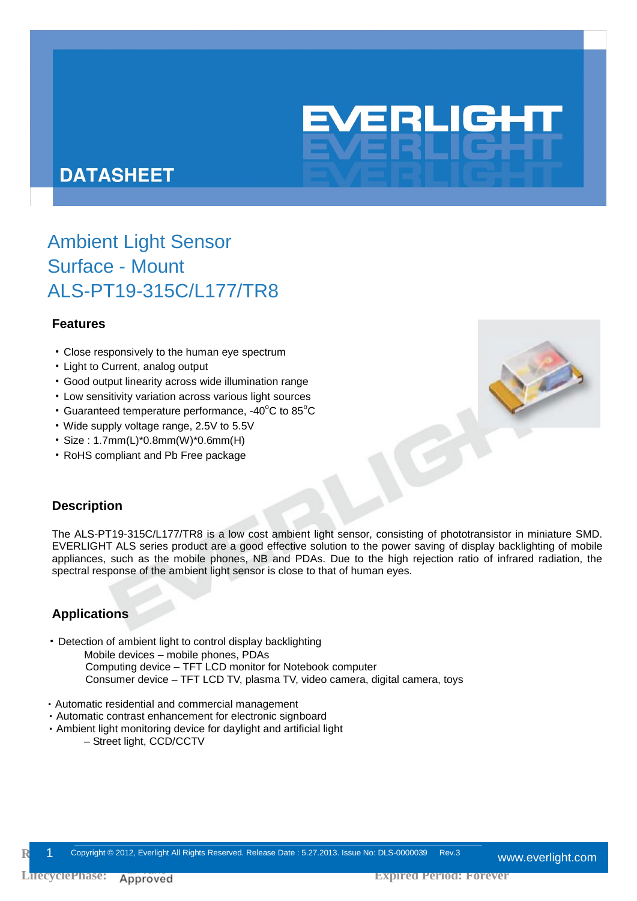# DATASHEET

## Ambient Light Sensor
## Surface - Mount
## ALS-PT19-315C/L177/TR8

### Features

- Close responsively to the human eye spectrum
- Light to Current, analog output
- Good output linearity across wide illumination range
- Low sensitivity variation across various light sources
- Guaranteed temperature performance, -40°C to 85°C
- Wide supply voltage range, 2.5V to 5.5V
- Size : 1.7mm(L)*0.8mm(W)*0.6mm(H)
- RoHS compliant and Pb Free package

### Description

The ALS-PT19-315C/L177/TR8 is a low cost ambient light sensor, consisting of phototransistor in miniature SMD. EVERLIGHT ALS series product are a good effective solution to the power saving of display backlighting of mobile appliances, such as the mobile phones, NB and PDAs. Due to the high rejection ratio of infrared radiation, the spectral response of the ambient light sensor is close to that of human eyes.

### Applications

- Detection of ambient light to control display backlighting
  - Mobile devices – mobile phones, PDAs
  - Computing device – TFT LCD monitor for Notebook computer
  - Consumer device – TFT LCD TV, plasma TV, video camera, digital camera, toys
- Automatic residential and commercial management
- Automatic contrast enhancement for electronic signboard
- Ambient light monitoring device for daylight and artificial light
  - – Street light, CCD/CCTV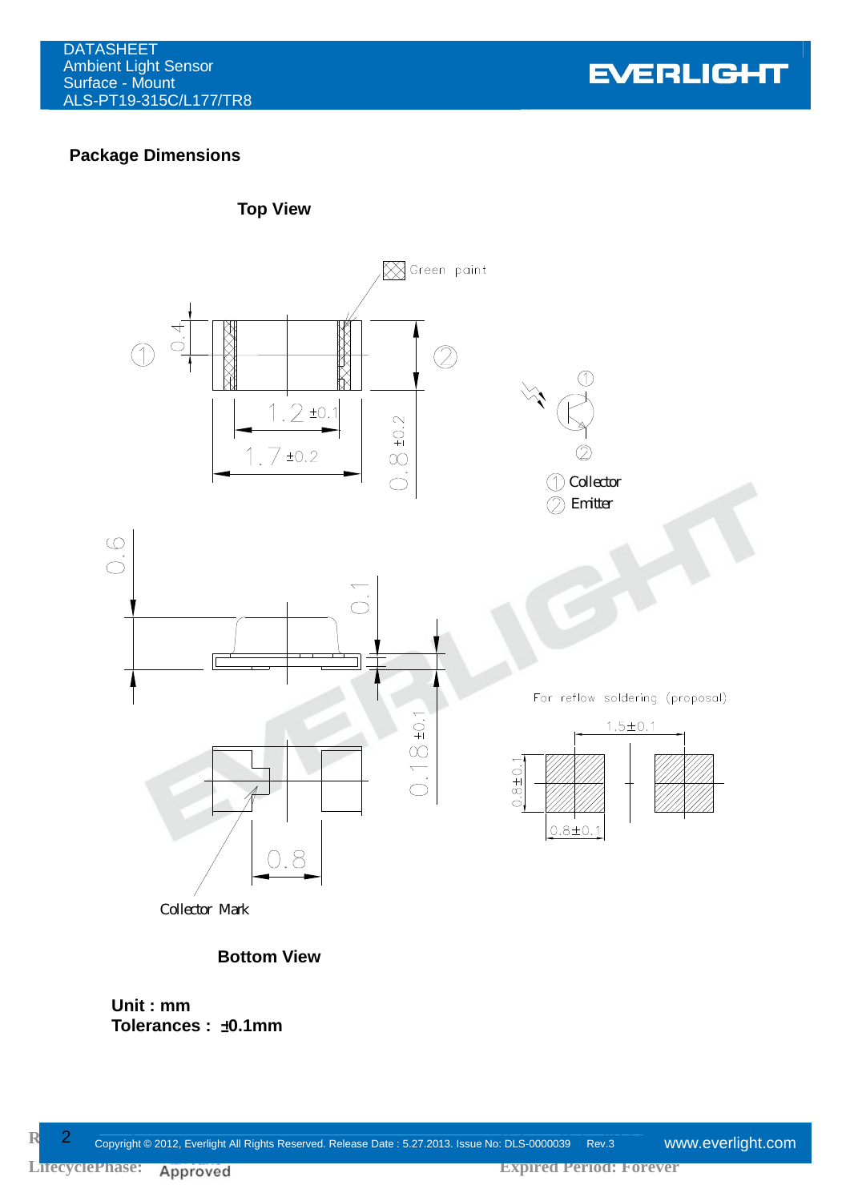## Package Dimensions

**Top View**

Green paint

1.2 ±0.1

1.7 ±0.2

0.8 ±0.2

0.4

① Collector
② Emitter

0.6

0.1

0.18 ±0.1

For reflow soldering (proposal)

1.5±0.1

0.8±0.1

0.8±0.1

0.8

Collector Mark

**Bottom View**

**Unit : mm**
**Tolerances : ±0.1mm**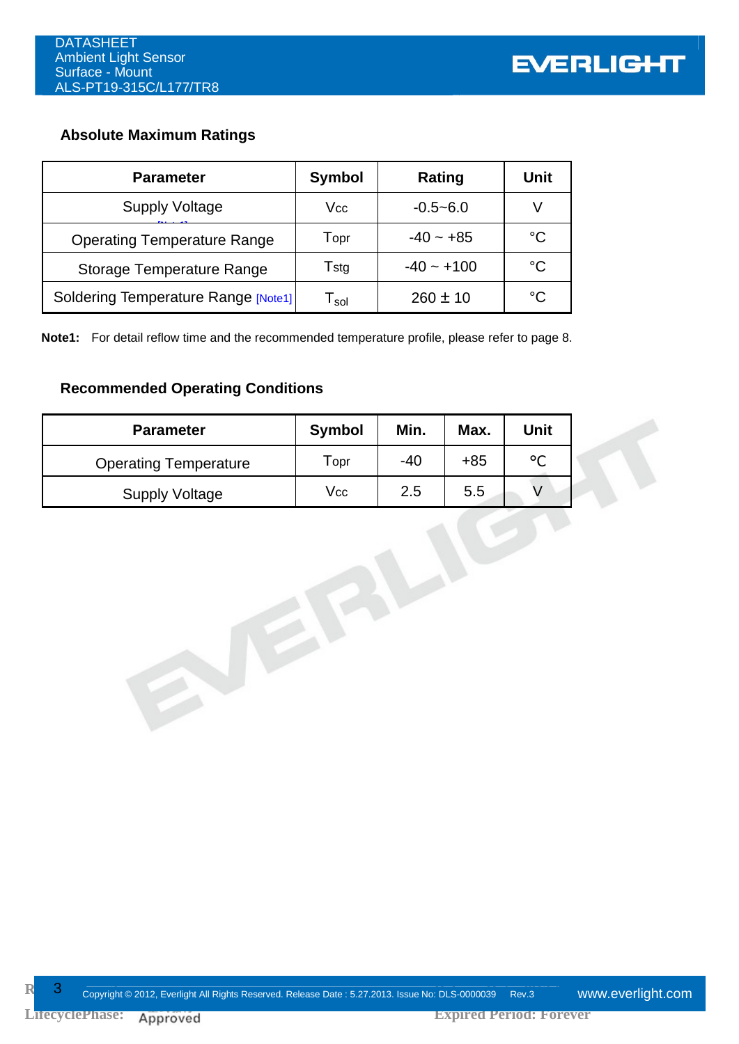## Absolute Maximum Ratings

| Parameter | Symbol | Rating | Unit |
|---|---|---|---|
| Supply Voltage | $V_{CC}$ | -0.5~6.0 | V |
| Operating Temperature Range | $T_{opr}$ | -40 ~ +85 | °C |
| Storage Temperature Range | $T_{stg}$ | -40 ~ +100 | °C |
| Soldering Temperature Range [Note1] | $T_{sol}$ | 260 ± 10 | °C |

**Note1:** For detail reflow time and the recommended temperature profile, please refer to page 8.

## Recommended Operating Conditions

| Parameter | Symbol | Min. | Max. | Unit |
|---|---|---|---|---|
| Operating Temperature | $T_{opr}$ | -40 | +85 | °C |
| Supply Voltage | $V_{CC}$ | 2.5 | 5.5 | V |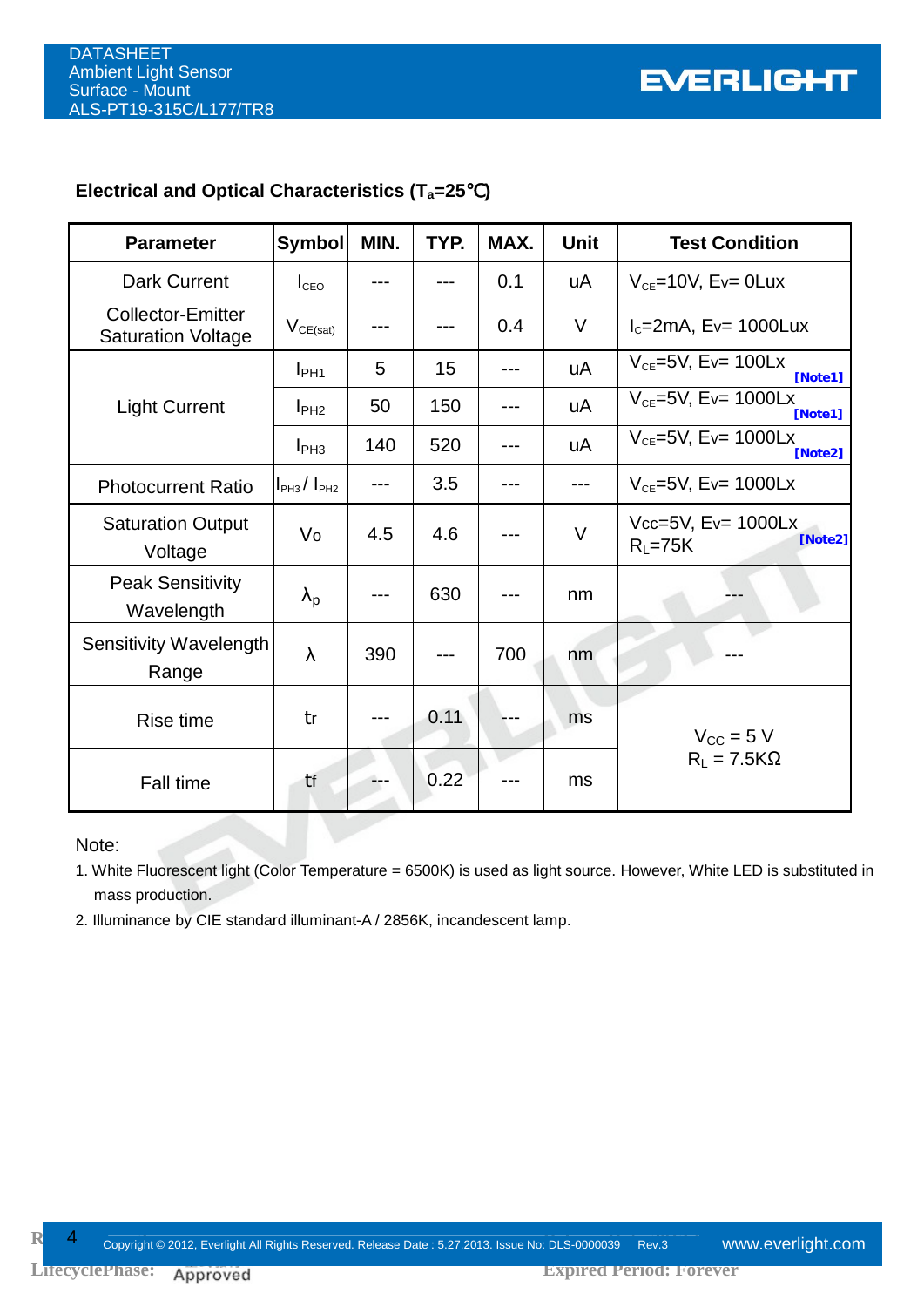## Electrical and Optical Characteristics ($T_a$=25℃)

| Parameter | Symbol | MIN. | TYP. | MAX. | Unit | Test Condition |
|---|---|---|---|---|---|---|
| Dark Current | $I_{CEO}$ | --- | --- | 0.1 | uA | $V_{CE}$=10V, Ev= 0Lux |
| Collector-Emitter Saturation Voltage | $V_{CE(sat)}$ | --- | --- | 0.4 | V | $I_C$=2mA, Ev= 1000Lux |
| Light Current | $I_{PH1}$ | 5 | 15 | --- | uA | $V_{CE}$=5V, Ev= 100Lx [Note1] |
| | $I_{PH2}$ | 50 | 150 | --- | uA | $V_{CE}$=5V, Ev= 1000Lx [Note1] |
| | $I_{PH3}$ | 140 | 520 | --- | uA | $V_{CE}$=5V, Ev= 1000Lx [Note2] |
| Photocurrent Ratio | $I_{PH3}$ / $I_{PH2}$ | --- | 3.5 | --- | --- | $V_{CE}$=5V, Ev= 1000Lx |
| Saturation Output Voltage | Vo | 4.5 | 4.6 | --- | V | Vcc=5V, Ev= 1000Lx $R_L$=75K [Note2] |
| Peak Sensitivity Wavelength | $\lambda_p$ | --- | 630 | --- | nm | --- |
| Sensitivity Wavelength Range | λ | 390 | --- | 700 | nm | --- |
| Rise time | tr | --- | 0.11 | --- | ms | $V_{CC}$ = 5 V, $R_L$ = 7.5KΩ |
| Fall time | tf | --- | 0.22 | --- | ms | |

Note:

1. White Fluorescent light (Color Temperature = 6500K) is used as light source. However, White LED is substituted in mass production.
2. Illuminance by CIE standard illuminant-A / 2856K, incandescent lamp.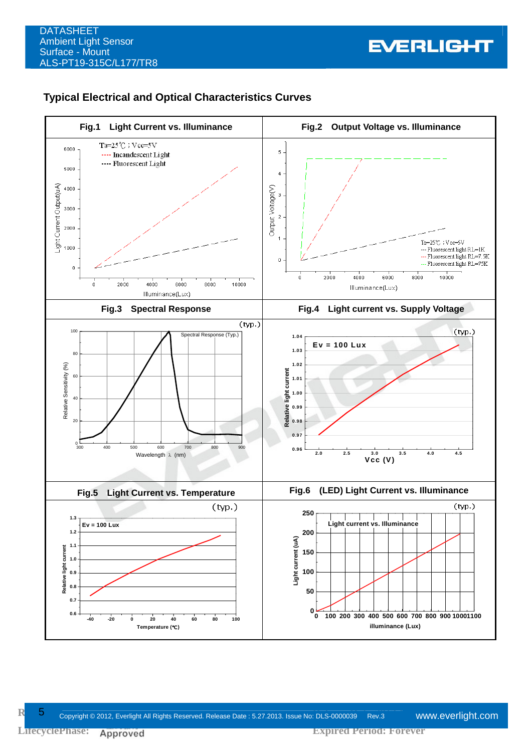## Typical Electrical and Optical Characteristics Curves

**Fig.1 Light Current vs. Illuminance**

Ta=25℃ ; Vcc=5V
---- Incandescent Light
---- Fluorescent Light

Light Current Output(uA)
Illuminance(Lux)

**Fig.2 Output Voltage vs. Illuminance**

Ta=25℃ ; Vcc=5V
--- Fluorescent light RL=1K
--- Fluorescent light RL=7.5K
--- Fluorescent light RL=75K

Output Voltage(V)
Illuminance(Lux)

**Fig.3 Spectral Response**

(typ.)
Spectral Response (Typ.)
Relative Sensitivity (%)
Wavelength λ (nm)

**Fig.4 Light current vs. Supply Voltage**

(typ.)
Ev = 100 Lux
Relative light current
Vcc (V)

**Fig.5 Light Current vs. Temperature**

(typ.)
Ev = 100 Lux
Relative light current
Temperature (℃)

**Fig.6 (LED) Light Current vs. Illuminance**

(typ.)
Light current vs. Illuminance
Light current (uA)
illuminance (Lux)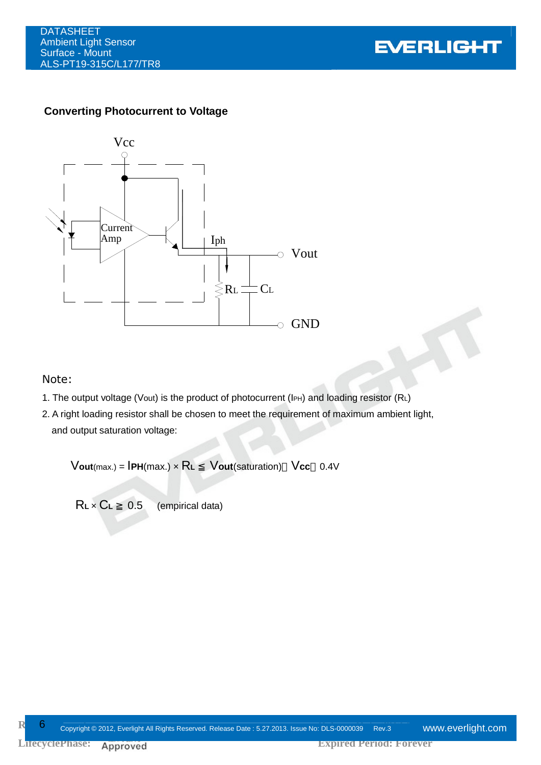### Converting Photocurrent to Voltage

Note:

1. The output voltage ($V_{out}$) is the product of photocurrent ($I_{PH}$) and loading resistor ($R_L$)
2. A right loading resistor shall be chosen to meet the requirement of maximum ambient light, and output saturation voltage:

$$V_{out(max.)} = I_{PH(max.)} \times R_L \leqq V_{out(saturation)} \fallingdotseq V_{cc} - 0.4V$$

$$R_L \times C_L \geqq 0.5 \quad \text{(empirical data)}$$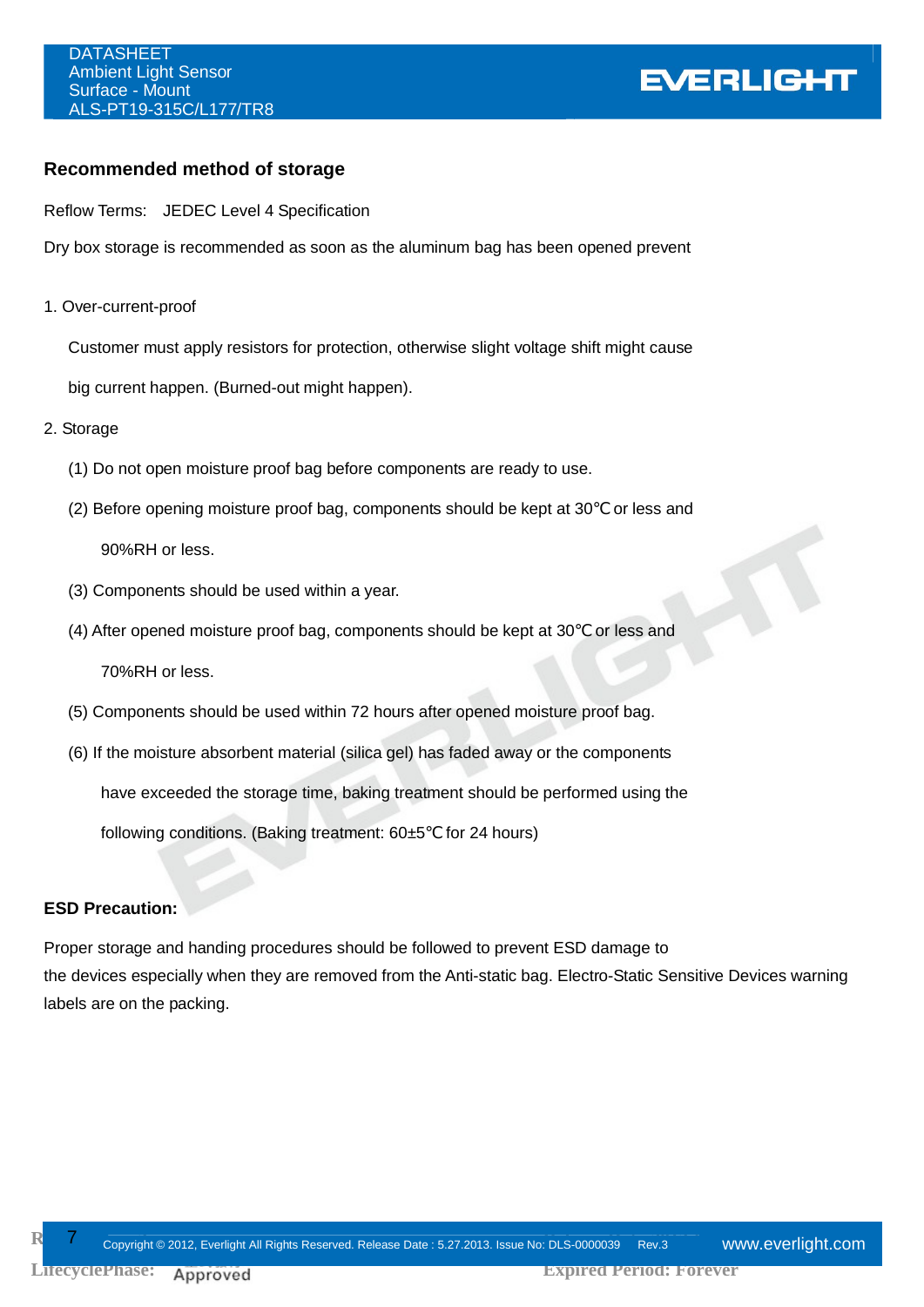## Recommended method of storage

Reflow Terms: JEDEC Level 4 Specification

Dry box storage is recommended as soon as the aluminum bag has been opened prevent

1. Over-current-proof

   Customer must apply resistors for protection, otherwise slight voltage shift might cause big current happen. (Burned-out might happen).

2. Storage

   (1) Do not open moisture proof bag before components are ready to use.

   (2) Before opening moisture proof bag, components should be kept at 30℃ or less and 90%RH or less.

   (3) Components should be used within a year.

   (4) After opened moisture proof bag, components should be kept at 30℃ or less and 70%RH or less.

   (5) Components should be used within 72 hours after opened moisture proof bag.

   (6) If the moisture absorbent material (silica gel) has faded away or the components have exceeded the storage time, baking treatment should be performed using the following conditions. (Baking treatment: 60±5℃ for 24 hours)

**ESD Precaution:**

Proper storage and handing procedures should be followed to prevent ESD damage to the devices especially when they are removed from the Anti-static bag. Electro-Static Sensitive Devices warning labels are on the packing.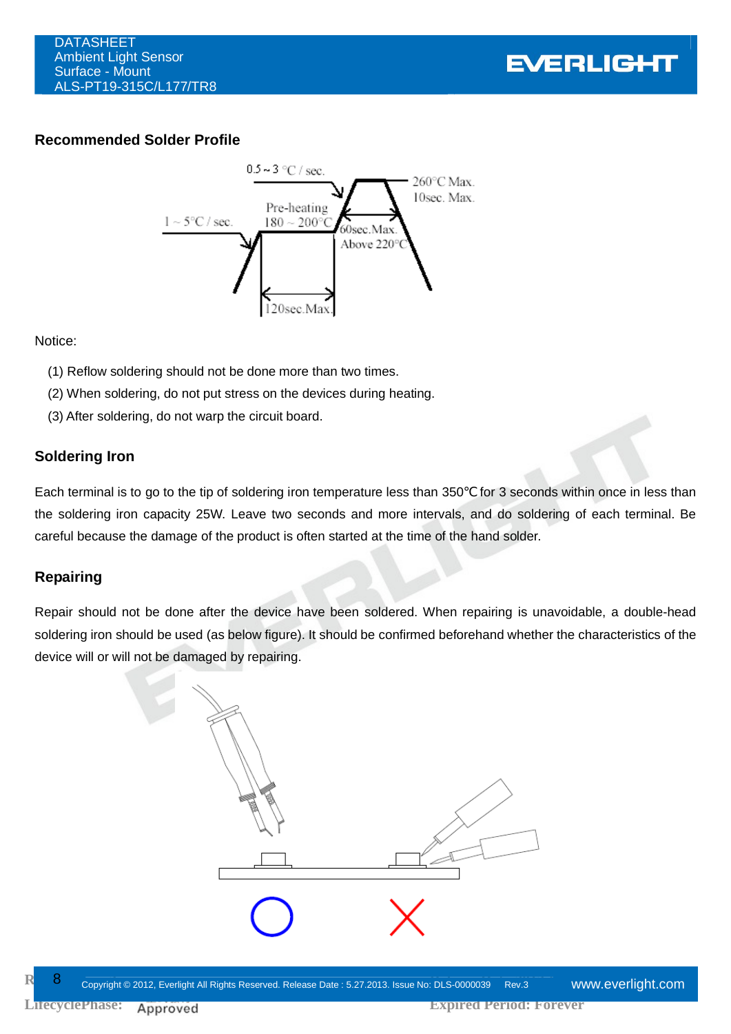## Recommended Solder Profile

Notice:

(1) Reflow soldering should not be done more than two times.

(2) When soldering, do not put stress on the devices during heating.

(3) After soldering, do not warp the circuit board.

## Soldering Iron

Each terminal is to go to the tip of soldering iron temperature less than 350℃ for 3 seconds within once in less than the soldering iron capacity 25W. Leave two seconds and more intervals, and do soldering of each terminal. Be careful because the damage of the product is often started at the time of the hand solder.

## Repairing

Repair should not be done after the device have been soldered. When repairing is unavoidable, a double-head soldering iron should be used (as below figure). It should be confirmed beforehand whether the characteristics of the device will or will not be damaged by repairing.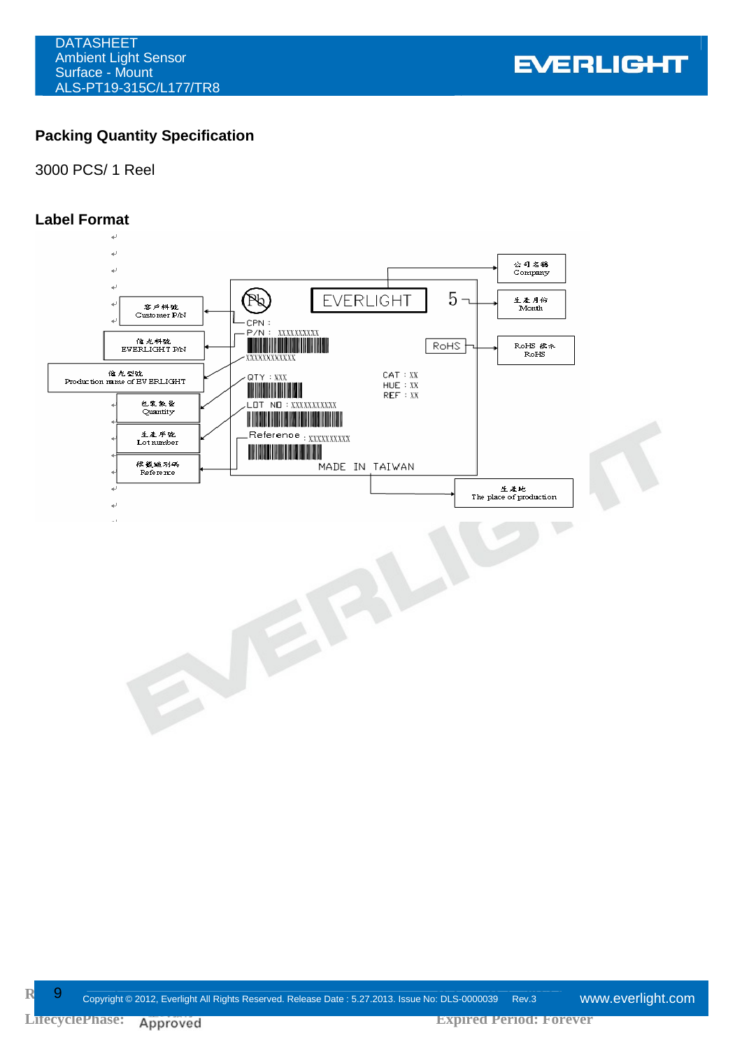## Packing Quantity Specification

3000 PCS/ 1 Reel

## Label Format

公司名稱
Company

生產月份
Month

RoHS 標示
RoHS

客戶料號
Customer P/N

億光料號
EVERLIGHT P/N

億光型號
Production name of EVERLIGHT

包裝數量
Quantity

生產序號
Lot number

標籤編列碼
Reference

生產地
The place of production

EVERLIGHT 5

CPN :

P/N : XXXXXXXXXX

XXXXXXXXXXXX

QTY : XXX

CAT : XX

HUE : XX

REF : XX

RoHS

LOT NO : XXXXXXXXXXX

Reference : XXXXXXXXXX

MADE IN TAIWAN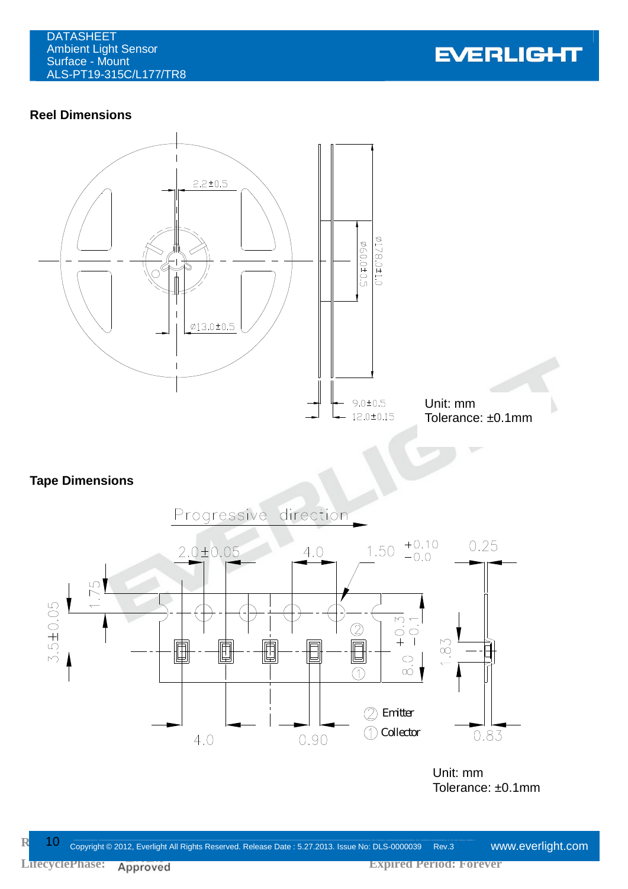## Reel Dimensions

Unit: mm
Tolerance: ±0.1mm

## Tape Dimensions

Unit: mm
Tolerance: ±0.1mm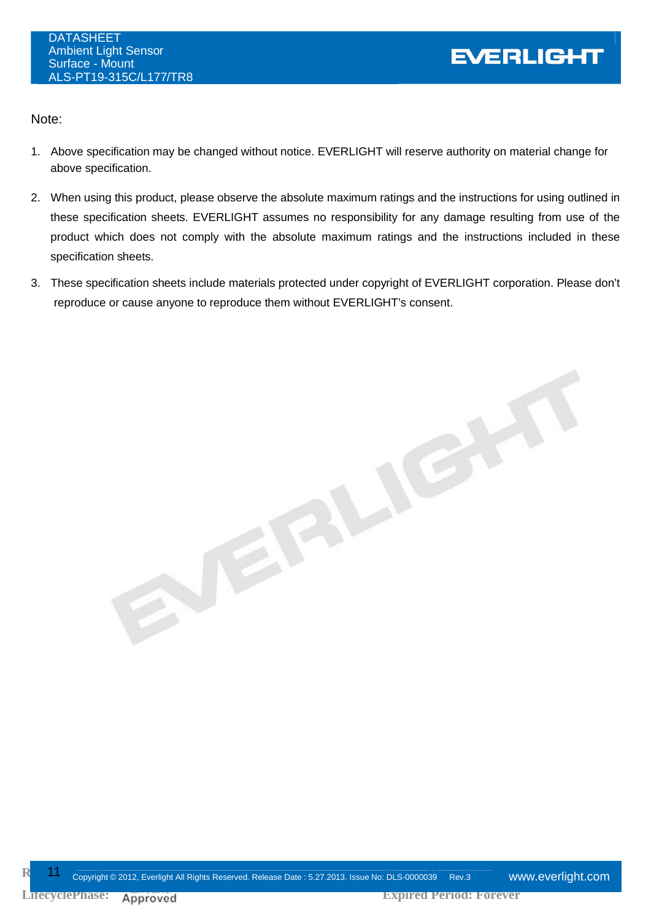Note:

1. Above specification may be changed without notice. EVERLIGHT will reserve authority on material change for above specification.

2. When using this product, please observe the absolute maximum ratings and the instructions for using outlined in these specification sheets. EVERLIGHT assumes no responsibility for any damage resulting from use of the product which does not comply with the absolute maximum ratings and the instructions included in these specification sheets.

3. These specification sheets include materials protected under copyright of EVERLIGHT corporation. Please don't reproduce or cause anyone to reproduce them without EVERLIGHT's consent.